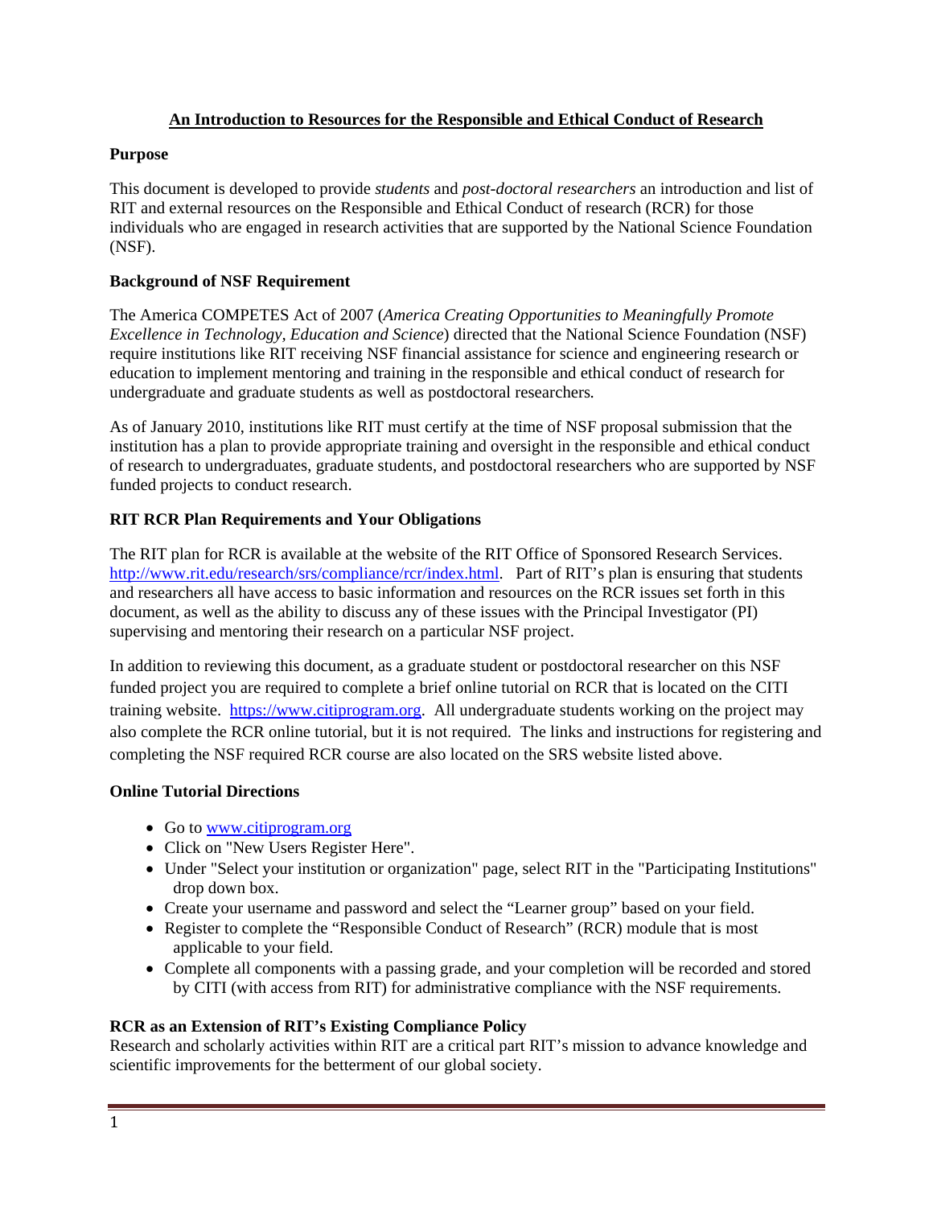# An Introduction to Resources for the Responsible and Ethical Conduct of Research

## Purpose

This document is developed to provide *students* and *post-doctoral researchers* an introduction and list of RIT and external resources on the Responsible and Ethical Conduct of research (RCR) for those individuals who are engaged in research activities that are supported by the National Science Foundation (NSF).

## Background of NSF Requirement

The America COMPETES Act of 2007 (*America Creating Opportunities to Meaningfully Promote Excellence in Technology, Education and Science*) directed that the National Science Foundation (NSF) require institutions like RIT receiving NSF financial assistance for science and engineering research or education to implement mentoring and training in the responsible and ethical conduct of research for undergraduate and graduate students as well as postdoctoral researchers.

As of January 2010, institutions like RIT must certify at the time of NSF proposal submission that the institution has a plan to provide appropriate training and oversight in the responsible and ethical conduct of research to undergraduates, graduate students, and postdoctoral researchers who are supported by NSF funded projects to conduct research.

## RIT RCR Plan Requirements and Your Obligations

The RIT plan for RCR is available at the website of the RIT Office of Sponsored Research Services. http://www.rit.edu/research/srs/compliance/rcr/index.html. Part of RIT's plan is ensuring that students and researchers all have access to basic information and resources on the RCR issues set forth in this document, as well as the ability to discuss any of these issues with the Principal Investigator (PI) supervising and mentoring their research on a particular NSF project.

In addition to reviewing this document, as a graduate student or postdoctoral researcher on this NSF funded project you are required to complete a brief online tutorial on RCR that is located on the CITI training website. https://www.citiprogram.org. All undergraduate students working on the project may also complete the RCR online tutorial, but it is not required. The links and instructions for registering and completing the NSF required RCR course are also located on the SRS website listed above.

## Online Tutorial Directions

- Go to www.citiprogram.org
- Click on "New Users Register Here".
- Under "Select your institution or organization" page, select RIT in the "Participating Institutions" drop down box.
- Create your username and password and select the "Learner group" based on your field.
- Register to complete the "Responsible Conduct of Research" (RCR) module that is most applicable to your field.
- Complete all components with a passing grade, and your completion will be recorded and stored by CITI (with access from RIT) for administrative compliance with the NSF requirements.

## RCR as an Extension of RIT's Existing Compliance Policy

Research and scholarly activities within RIT are a critical part RIT's mission to advance knowledge and scientific improvements for the betterment of our global society.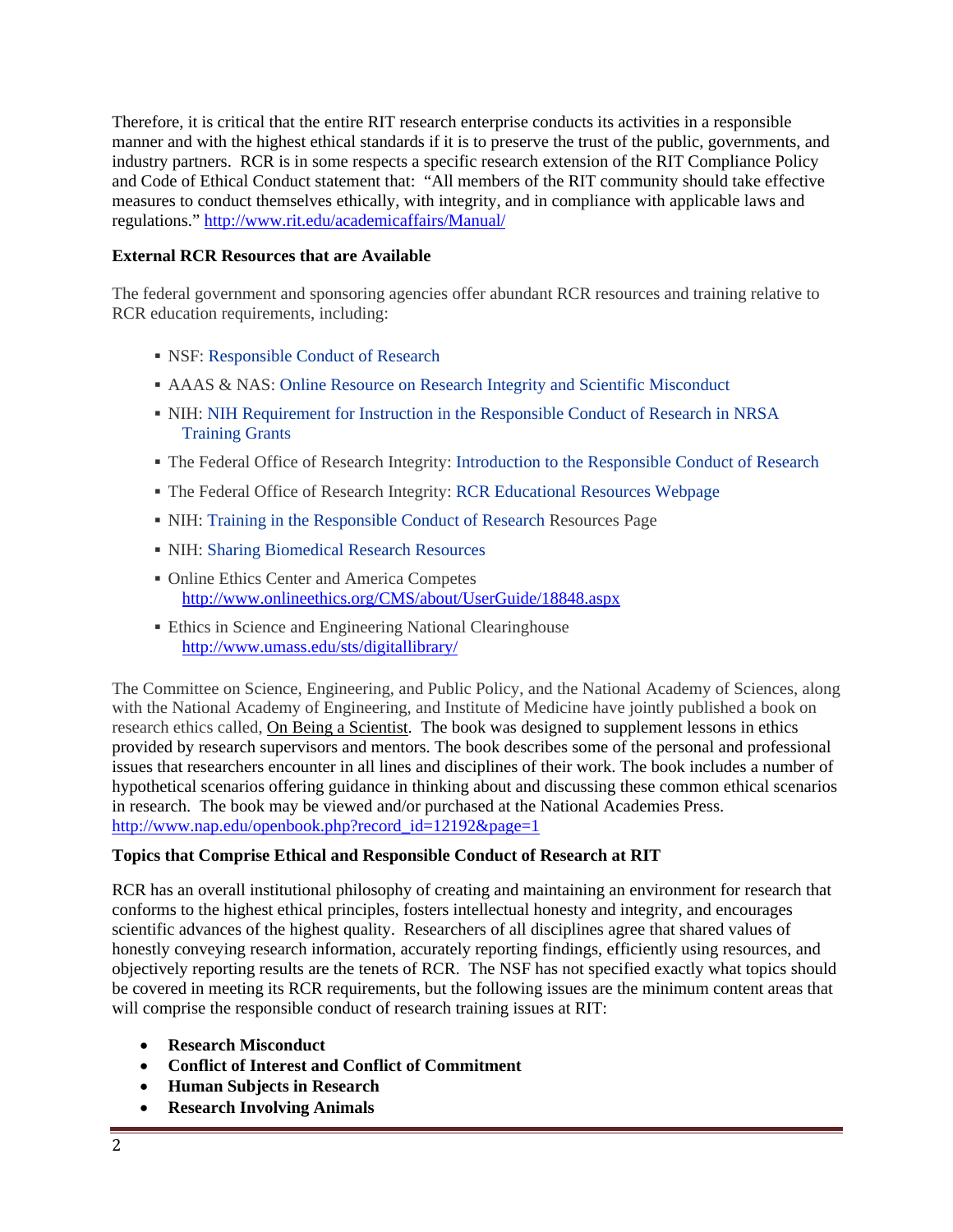Therefore, it is critical that the entire RIT research enterprise conducts its activities in a responsible manner and with the highest ethical standards if it is to preserve the trust of the public, governments, and industry partners. RCR is in some respects a specific research extension of the RIT Compliance Policy and Code of Ethical Conduct statement that: "All members of the RIT community should take effective measures to conduct themselves ethically, with integrity, and in compliance with applicable laws and regulations." http://www.rit.edu/academicaffairs/Manual/

**External RCR Resources that are Available**

The federal government and sponsoring agencies offer abundant RCR resources and training relative to RCR education requirements, including:

- NSF: Responsible Conduct of Research
- AAAS & NAS: Online Resource on Research Integrity and Scientific Misconduct
- NIH: NIH Requirement for Instruction in the Responsible Conduct of Research in NRSA Training Grants
- The Federal Office of Research Integrity: Introduction to the Responsible Conduct of Research
- The Federal Office of Research Integrity: RCR Educational Resources Webpage
- NIH: Training in the Responsible Conduct of Research Resources Page
- NIH: Sharing Biomedical Research Resources
- Online Ethics Center and America Competes http://www.onlineethics.org/CMS/about/UserGuide/18848.aspx
- Ethics in Science and Engineering National Clearinghouse http://www.umass.edu/sts/digitallibrary/

The Committee on Science, Engineering, and Public Policy, and the National Academy of Sciences, along with the National Academy of Engineering, and Institute of Medicine have jointly published a book on research ethics called, On Being a Scientist. The book was designed to supplement lessons in ethics provided by research supervisors and mentors. The book describes some of the personal and professional issues that researchers encounter in all lines and disciplines of their work. The book includes a number of hypothetical scenarios offering guidance in thinking about and discussing these common ethical scenarios in research. The book may be viewed and/or purchased at the National Academies Press. http://www.nap.edu/openbook.php?record_id=12192&page=1

**Topics that Comprise Ethical and Responsible Conduct of Research at RIT**

RCR has an overall institutional philosophy of creating and maintaining an environment for research that conforms to the highest ethical principles, fosters intellectual honesty and integrity, and encourages scientific advances of the highest quality. Researchers of all disciplines agree that shared values of honestly conveying research information, accurately reporting findings, efficiently using resources, and objectively reporting results are the tenets of RCR. The NSF has not specified exactly what topics should be covered in meeting its RCR requirements, but the following issues are the minimum content areas that will comprise the responsible conduct of research training issues at RIT:

- **Research Misconduct**
- **Conflict of Interest and Conflict of Commitment**
- **Human Subjects in Research**
- **Research Involving Animals**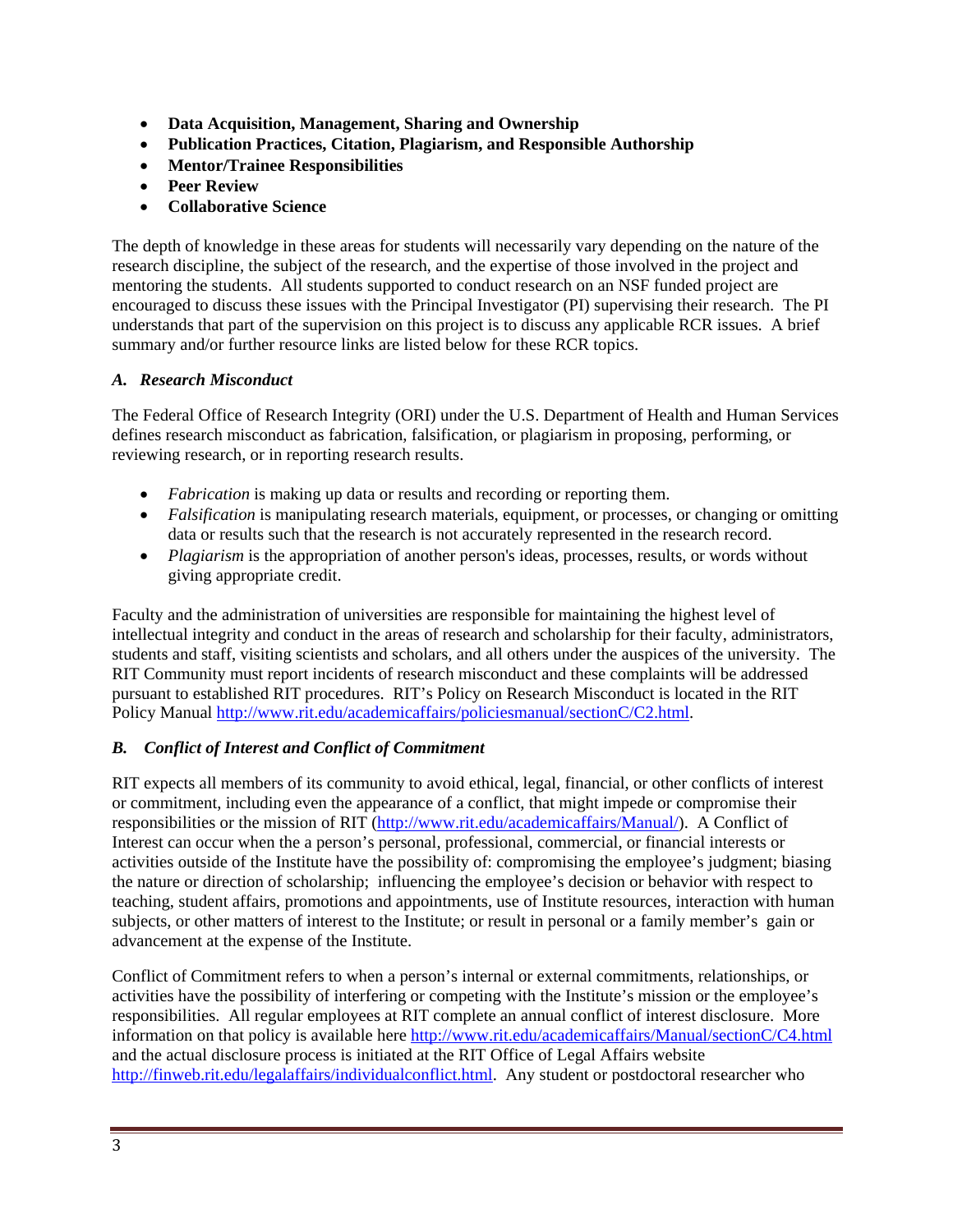- **Data Acquisition, Management, Sharing and Ownership**
- **Publication Practices, Citation, Plagiarism, and Responsible Authorship**
- **Mentor/Trainee Responsibilities**
- **Peer Review**
- **Collaborative Science**

The depth of knowledge in these areas for students will necessarily vary depending on the nature of the research discipline, the subject of the research, and the expertise of those involved in the project and mentoring the students. All students supported to conduct research on an NSF funded project are encouraged to discuss these issues with the Principal Investigator (PI) supervising their research. The PI understands that part of the supervision on this project is to discuss any applicable RCR issues. A brief summary and/or further resource links are listed below for these RCR topics.

### *A. Research Misconduct*

The Federal Office of Research Integrity (ORI) under the U.S. Department of Health and Human Services defines research misconduct as fabrication, falsification, or plagiarism in proposing, performing, or reviewing research, or in reporting research results.

- *Fabrication* is making up data or results and recording or reporting them.
- *Falsification* is manipulating research materials, equipment, or processes, or changing or omitting data or results such that the research is not accurately represented in the research record.
- *Plagiarism* is the appropriation of another person's ideas, processes, results, or words without giving appropriate credit.

Faculty and the administration of universities are responsible for maintaining the highest level of intellectual integrity and conduct in the areas of research and scholarship for their faculty, administrators, students and staff, visiting scientists and scholars, and all others under the auspices of the university. The RIT Community must report incidents of research misconduct and these complaints will be addressed pursuant to established RIT procedures. RIT's Policy on Research Misconduct is located in the RIT Policy Manual http://www.rit.edu/academicaffairs/policiesmanual/sectionC/C2.html.

### *B. Conflict of Interest and Conflict of Commitment*

RIT expects all members of its community to avoid ethical, legal, financial, or other conflicts of interest or commitment, including even the appearance of a conflict, that might impede or compromise their responsibilities or the mission of RIT (http://www.rit.edu/academicaffairs/Manual/). A Conflict of Interest can occur when the a person's personal, professional, commercial, or financial interests or activities outside of the Institute have the possibility of: compromising the employee's judgment; biasing the nature or direction of scholarship; influencing the employee's decision or behavior with respect to teaching, student affairs, promotions and appointments, use of Institute resources, interaction with human subjects, or other matters of interest to the Institute; or result in personal or a family member's gain or advancement at the expense of the Institute.

Conflict of Commitment refers to when a person's internal or external commitments, relationships, or activities have the possibility of interfering or competing with the Institute's mission or the employee's responsibilities. All regular employees at RIT complete an annual conflict of interest disclosure. More information on that policy is available here http://www.rit.edu/academicaffairs/Manual/sectionC/C4.html and the actual disclosure process is initiated at the RIT Office of Legal Affairs website http://finweb.rit.edu/legalaffairs/individualconflict.html. Any student or postdoctoral researcher who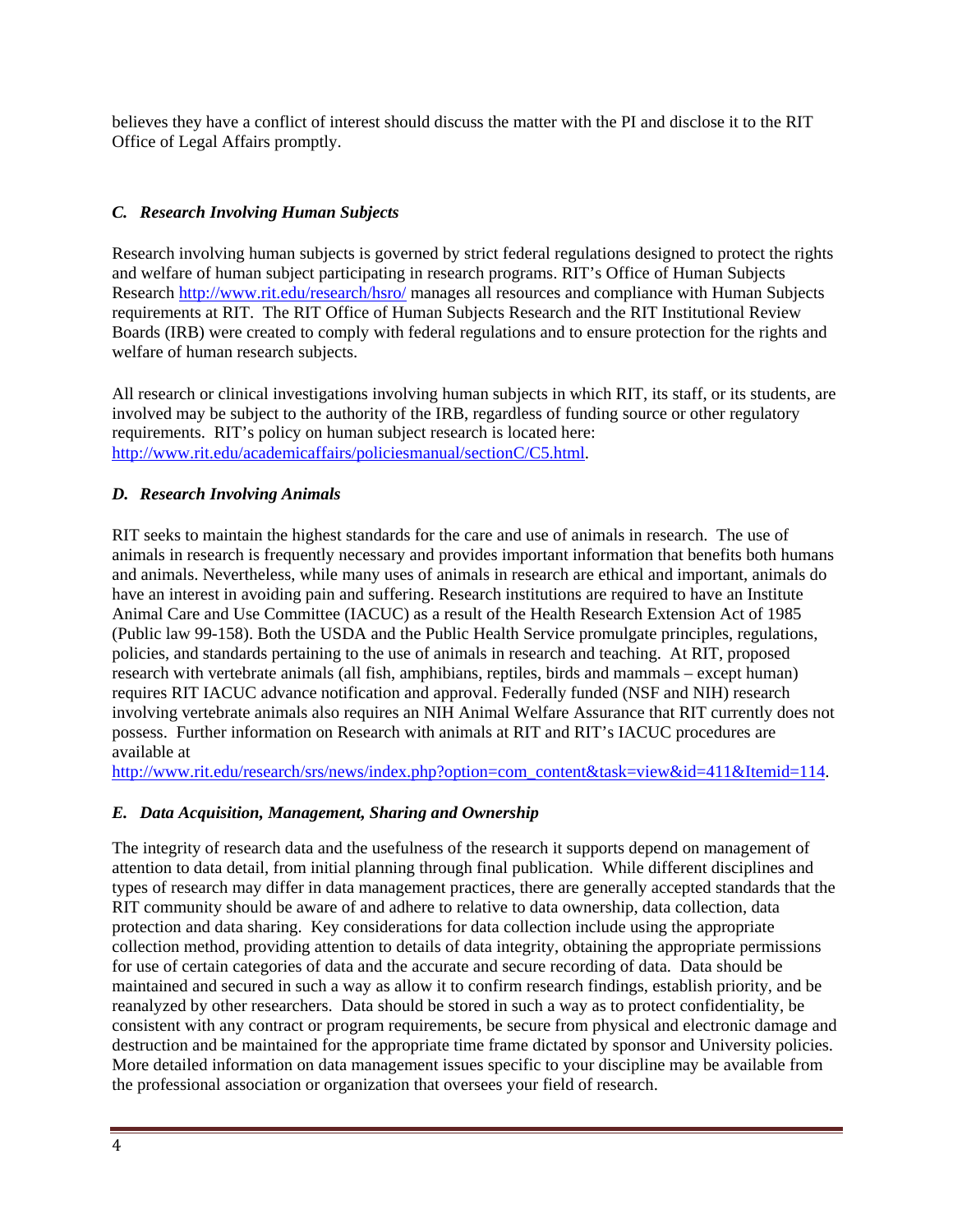believes they have a conflict of interest should discuss the matter with the PI and disclose it to the RIT Office of Legal Affairs promptly.

### *C. Research Involving Human Subjects*

Research involving human subjects is governed by strict federal regulations designed to protect the rights and welfare of human subject participating in research programs. RIT's Office of Human Subjects Research http://www.rit.edu/research/hsro/ manages all resources and compliance with Human Subjects requirements at RIT. The RIT Office of Human Subjects Research and the RIT Institutional Review Boards (IRB) were created to comply with federal regulations and to ensure protection for the rights and welfare of human research subjects.

All research or clinical investigations involving human subjects in which RIT, its staff, or its students, are involved may be subject to the authority of the IRB, regardless of funding source or other regulatory requirements. RIT's policy on human subject research is located here: http://www.rit.edu/academicaffairs/policiesmanual/sectionC/C5.html.

### *D. Research Involving Animals*

RIT seeks to maintain the highest standards for the care and use of animals in research. The use of animals in research is frequently necessary and provides important information that benefits both humans and animals. Nevertheless, while many uses of animals in research are ethical and important, animals do have an interest in avoiding pain and suffering. Research institutions are required to have an Institute Animal Care and Use Committee (IACUC) as a result of the Health Research Extension Act of 1985 (Public law 99-158). Both the USDA and the Public Health Service promulgate principles, regulations, policies, and standards pertaining to the use of animals in research and teaching. At RIT, proposed research with vertebrate animals (all fish, amphibians, reptiles, birds and mammals – except human) requires RIT IACUC advance notification and approval. Federally funded (NSF and NIH) research involving vertebrate animals also requires an NIH Animal Welfare Assurance that RIT currently does not possess. Further information on Research with animals at RIT and RIT's IACUC procedures are available at
http://www.rit.edu/research/srs/news/index.php?option=com_content&task=view&id=411&Itemid=114.

### *E. Data Acquisition, Management, Sharing and Ownership*

The integrity of research data and the usefulness of the research it supports depend on management of attention to data detail, from initial planning through final publication. While different disciplines and types of research may differ in data management practices, there are generally accepted standards that the RIT community should be aware of and adhere to relative to data ownership, data collection, data protection and data sharing. Key considerations for data collection include using the appropriate collection method, providing attention to details of data integrity, obtaining the appropriate permissions for use of certain categories of data and the accurate and secure recording of data. Data should be maintained and secured in such a way as allow it to confirm research findings, establish priority, and be reanalyzed by other researchers. Data should be stored in such a way as to protect confidentiality, be consistent with any contract or program requirements, be secure from physical and electronic damage and destruction and be maintained for the appropriate time frame dictated by sponsor and University policies. More detailed information on data management issues specific to your discipline may be available from the professional association or organization that oversees your field of research.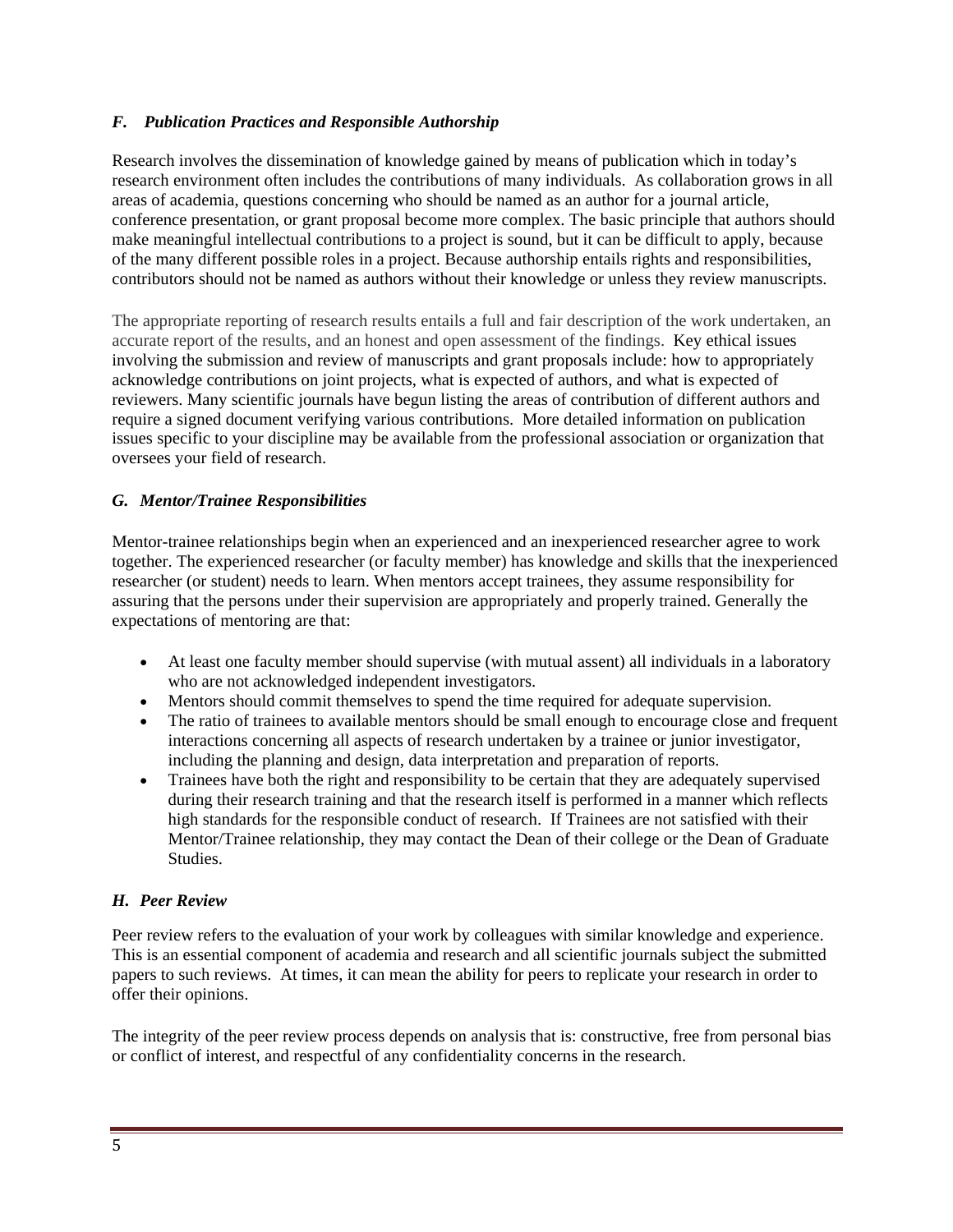### *F. Publication Practices and Responsible Authorship*

Research involves the dissemination of knowledge gained by means of publication which in today's research environment often includes the contributions of many individuals. As collaboration grows in all areas of academia, questions concerning who should be named as an author for a journal article, conference presentation, or grant proposal become more complex. The basic principle that authors should make meaningful intellectual contributions to a project is sound, but it can be difficult to apply, because of the many different possible roles in a project. Because authorship entails rights and responsibilities, contributors should not be named as authors without their knowledge or unless they review manuscripts.

The appropriate reporting of research results entails a full and fair description of the work undertaken, an accurate report of the results, and an honest and open assessment of the findings. Key ethical issues involving the submission and review of manuscripts and grant proposals include: how to appropriately acknowledge contributions on joint projects, what is expected of authors, and what is expected of reviewers. Many scientific journals have begun listing the areas of contribution of different authors and require a signed document verifying various contributions. More detailed information on publication issues specific to your discipline may be available from the professional association or organization that oversees your field of research.

### *G. Mentor/Trainee Responsibilities*

Mentor-trainee relationships begin when an experienced and an inexperienced researcher agree to work together. The experienced researcher (or faculty member) has knowledge and skills that the inexperienced researcher (or student) needs to learn. When mentors accept trainees, they assume responsibility for assuring that the persons under their supervision are appropriately and properly trained. Generally the expectations of mentoring are that:

- At least one faculty member should supervise (with mutual assent) all individuals in a laboratory who are not acknowledged independent investigators.
- Mentors should commit themselves to spend the time required for adequate supervision.
- The ratio of trainees to available mentors should be small enough to encourage close and frequent interactions concerning all aspects of research undertaken by a trainee or junior investigator, including the planning and design, data interpretation and preparation of reports.
- Trainees have both the right and responsibility to be certain that they are adequately supervised during their research training and that the research itself is performed in a manner which reflects high standards for the responsible conduct of research. If Trainees are not satisfied with their Mentor/Trainee relationship, they may contact the Dean of their college or the Dean of Graduate Studies.

### *H. Peer Review*

Peer review refers to the evaluation of your work by colleagues with similar knowledge and experience. This is an essential component of academia and research and all scientific journals subject the submitted papers to such reviews. At times, it can mean the ability for peers to replicate your research in order to offer their opinions.

The integrity of the peer review process depends on analysis that is: constructive, free from personal bias or conflict of interest, and respectful of any confidentiality concerns in the research.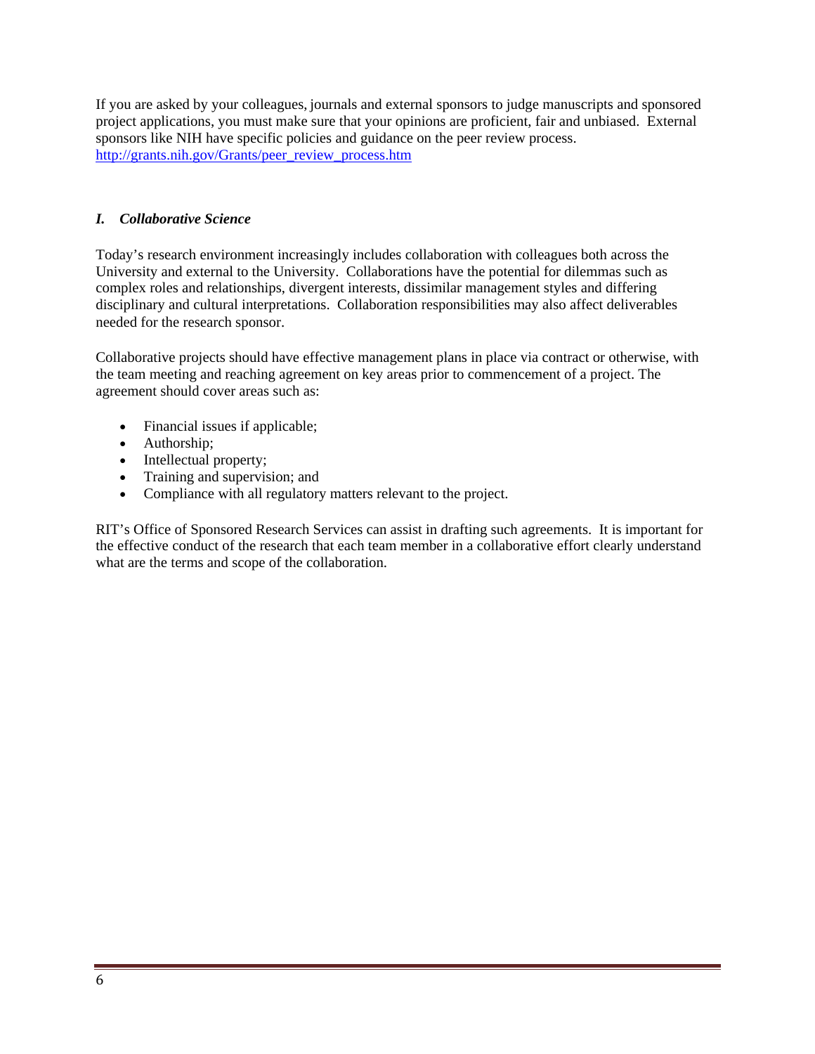If you are asked by your colleagues, journals and external sponsors to judge manuscripts and sponsored project applications, you must make sure that your opinions are proficient, fair and unbiased. External sponsors like NIH have specific policies and guidance on the peer review process. http://grants.nih.gov/Grants/peer_review_process.htm

### *I. Collaborative Science*

Today's research environment increasingly includes collaboration with colleagues both across the University and external to the University. Collaborations have the potential for dilemmas such as complex roles and relationships, divergent interests, dissimilar management styles and differing disciplinary and cultural interpretations. Collaboration responsibilities may also affect deliverables needed for the research sponsor.

Collaborative projects should have effective management plans in place via contract or otherwise, with the team meeting and reaching agreement on key areas prior to commencement of a project. The agreement should cover areas such as:

- Financial issues if applicable;
- Authorship;
- Intellectual property;
- Training and supervision; and
- Compliance with all regulatory matters relevant to the project.

RIT's Office of Sponsored Research Services can assist in drafting such agreements. It is important for the effective conduct of the research that each team member in a collaborative effort clearly understand what are the terms and scope of the collaboration.